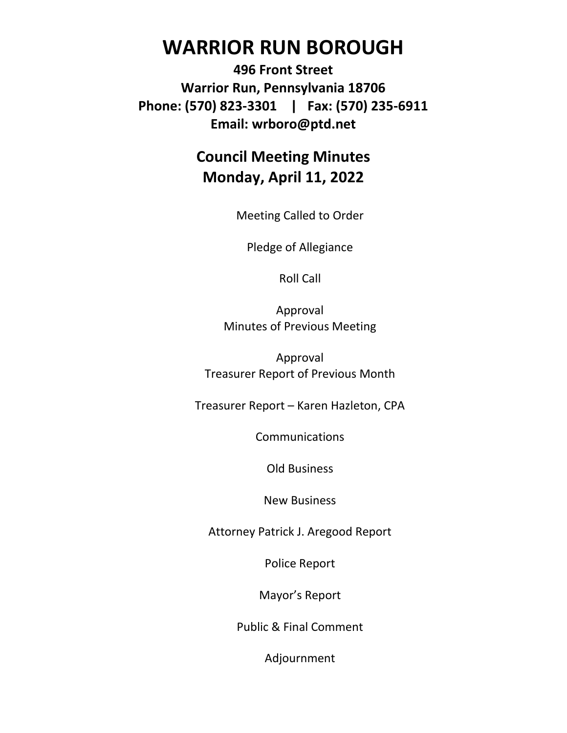# WARRIOR RUN BOROUGH

**496 Front Street**
**Warrior Run, Pennsylvania 18706**
**Phone: (570) 823-3301 | Fax: (570) 235-6911**
**Email: wrboro@ptd.net**

## Council Meeting Minutes
## Monday, April 11, 2022

Meeting Called to Order

Pledge of Allegiance

Roll Call

Approval
Minutes of Previous Meeting

Approval
Treasurer Report of Previous Month

Treasurer Report – Karen Hazleton, CPA

Communications

Old Business

New Business

Attorney Patrick J. Aregood Report

Police Report

Mayor's Report

Public & Final Comment

Adjournment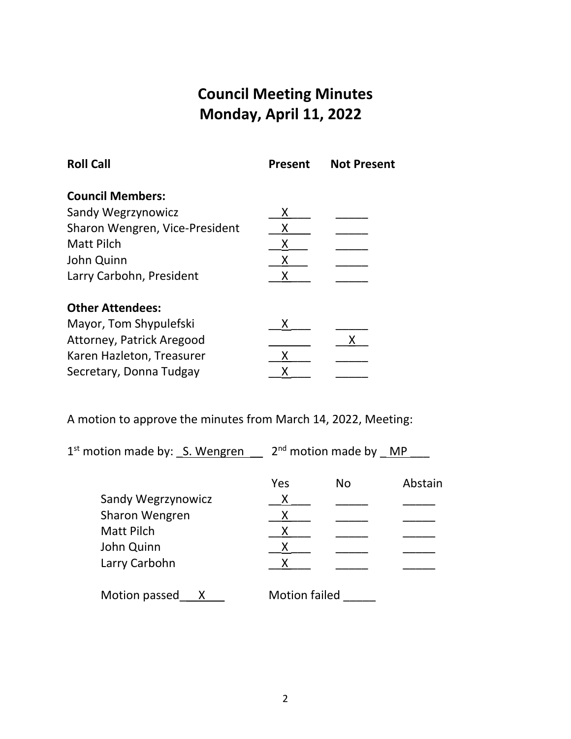# Council Meeting Minutes
## Monday, April 11, 2022

| Roll Call | Present | Not Present |
|---|---|---|
| **Council Members:** | | |
| Sandy Wegrzynowicz | X | |
| Sharon Wengren, Vice-President | X | |
| Matt Pilch | X | |
| John Quinn | X | |
| Larry Carbohn, President | X | |
| **Other Attendees:** | | |
| Mayor, Tom Shypulefski | X | |
| Attorney, Patrick Aregood | | X |
| Karen Hazleton, Treasurer | X | |
| Secretary, Donna Tudgay | X | |

A motion to approve the minutes from March 14, 2022, Meeting:

1st motion made by: S. Wengren    2nd motion made by MP

| | Yes | No | Abstain |
|---|---|---|---|
| Sandy Wegrzynowicz | X | | |
| Sharon Wengren | X | | |
| Matt Pilch | X | | |
| John Quinn | X | | |
| Larry Carbohn | X | | |

Motion passed X    Motion failed ____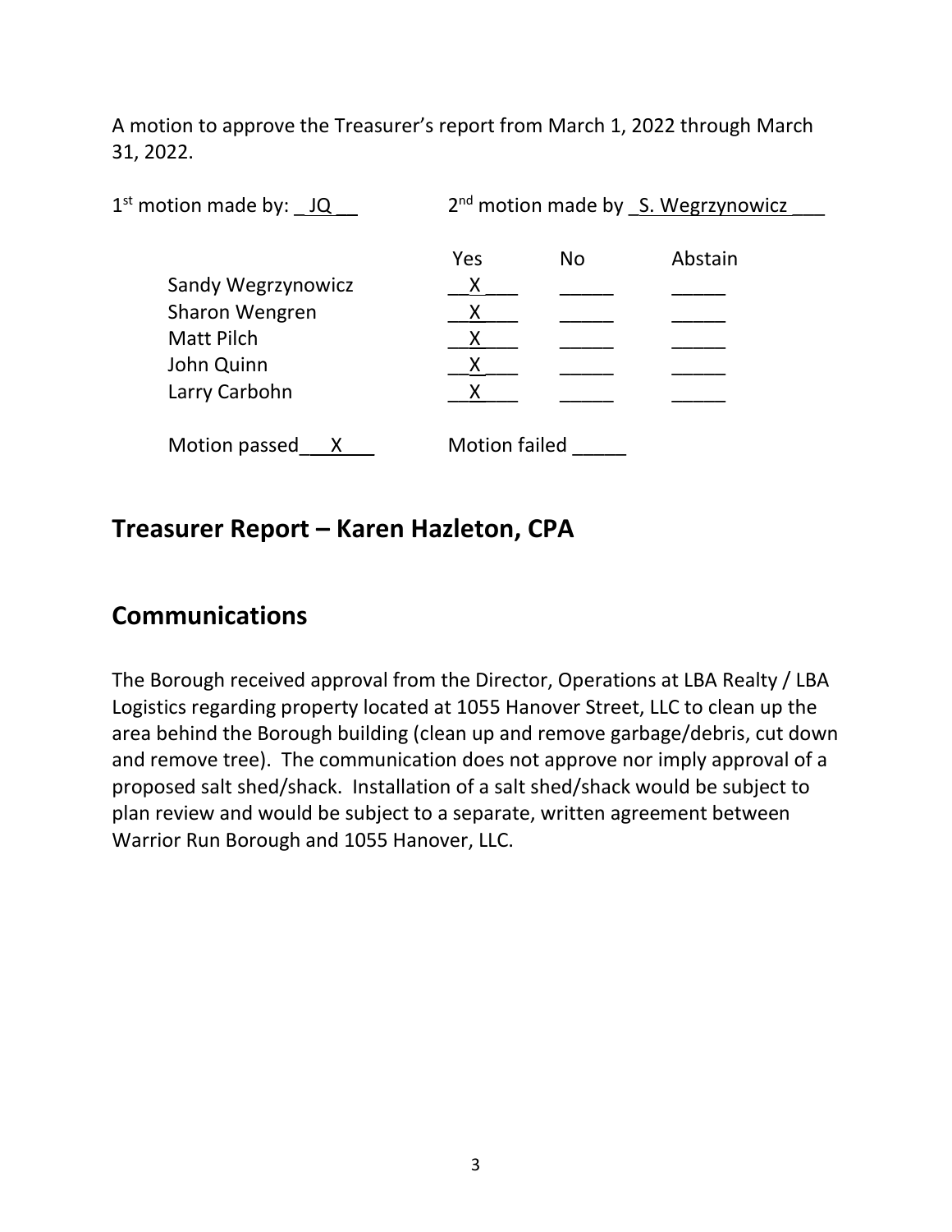A motion to approve the Treasurer's report from March 1, 2022 through March 31, 2022.

1st motion made by: JQ 2nd motion made by S. Wegrzynowicz

| | Yes | No | Abstain |
|---|---|---|---|
| Sandy Wegrzynowicz | X | | |
| Sharon Wengren | X | | |
| Matt Pilch | X | | |
| John Quinn | X | | |
| Larry Carbohn | X | | |

Motion passed X Motion failed

## Treasurer Report – Karen Hazleton, CPA

## Communications

The Borough received approval from the Director, Operations at LBA Realty / LBA Logistics regarding property located at 1055 Hanover Street, LLC to clean up the area behind the Borough building (clean up and remove garbage/debris, cut down and remove tree). The communication does not approve nor imply approval of a proposed salt shed/shack. Installation of a salt shed/shack would be subject to plan review and would be subject to a separate, written agreement between Warrior Run Borough and 1055 Hanover, LLC.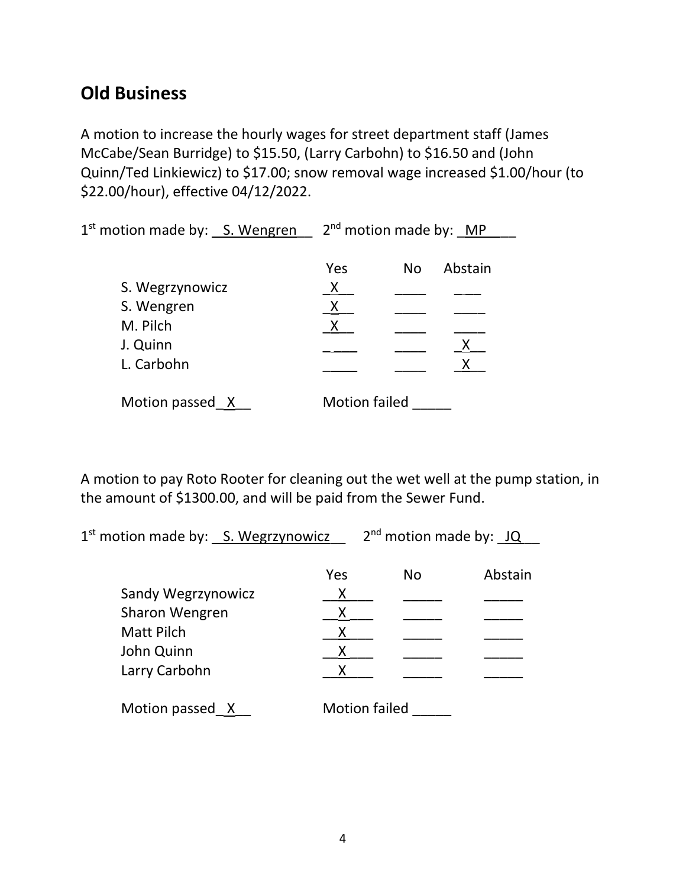## Old Business

A motion to increase the hourly wages for street department staff (James McCabe/Sean Burridge) to $15.50, (Larry Carbohn) to $16.50 and (John Quinn/Ted Linkiewicz) to $17.00; snow removal wage increased $1.00/hour (to $22.00/hour), effective 04/12/2022.

1st motion made by: S. Wengren     2nd motion made by: MP

| | Yes | No | Abstain |
|---|---|---|---|
| S. Wegrzynowicz | X | | |
| S. Wengren | X | | |
| M. Pilch | X | | |
| J. Quinn | | | X |
| L. Carbohn | | | X |

Motion passed X     Motion failed ____

A motion to pay Roto Rooter for cleaning out the wet well at the pump station, in the amount of $1300.00, and will be paid from the Sewer Fund.

1st motion made by: S. Wegrzynowicz     2nd motion made by: JQ

| | Yes | No | Abstain |
|---|---|---|---|
| Sandy Wegrzynowicz | X | | |
| Sharon Wengren | X | | |
| Matt Pilch | X | | |
| John Quinn | X | | |
| Larry Carbohn | X | | |

Motion passed X     Motion failed ____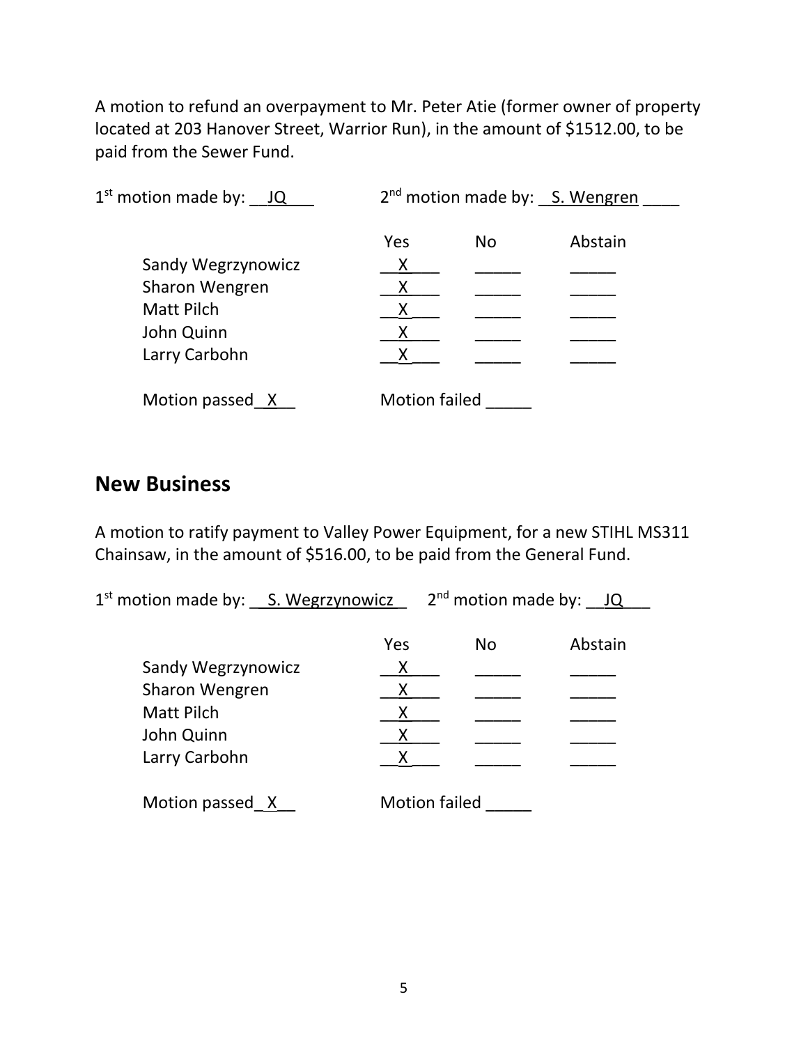A motion to refund an overpayment to Mr. Peter Atie (former owner of property located at 203 Hanover Street, Warrior Run), in the amount of $1512.00, to be paid from the Sewer Fund.

1st motion made by: JQ  2nd motion made by: S. Wengren

| | Yes | No | Abstain |
|---|---|---|---|
| Sandy Wegrzynowicz | X | | |
| Sharon Wengren | X | | |
| Matt Pilch | X | | |
| John Quinn | X | | |
| Larry Carbohn | X | | |

Motion passed X  Motion failed ____

## New Business

A motion to ratify payment to Valley Power Equipment, for a new STIHL MS311 Chainsaw, in the amount of $516.00, to be paid from the General Fund.

1st motion made by: S. Wegrzynowicz  2nd motion made by: JQ

| | Yes | No | Abstain |
|---|---|---|---|
| Sandy Wegrzynowicz | X | | |
| Sharon Wengren | X | | |
| Matt Pilch | X | | |
| John Quinn | X | | |
| Larry Carbohn | X | | |

Motion passed X  Motion failed ____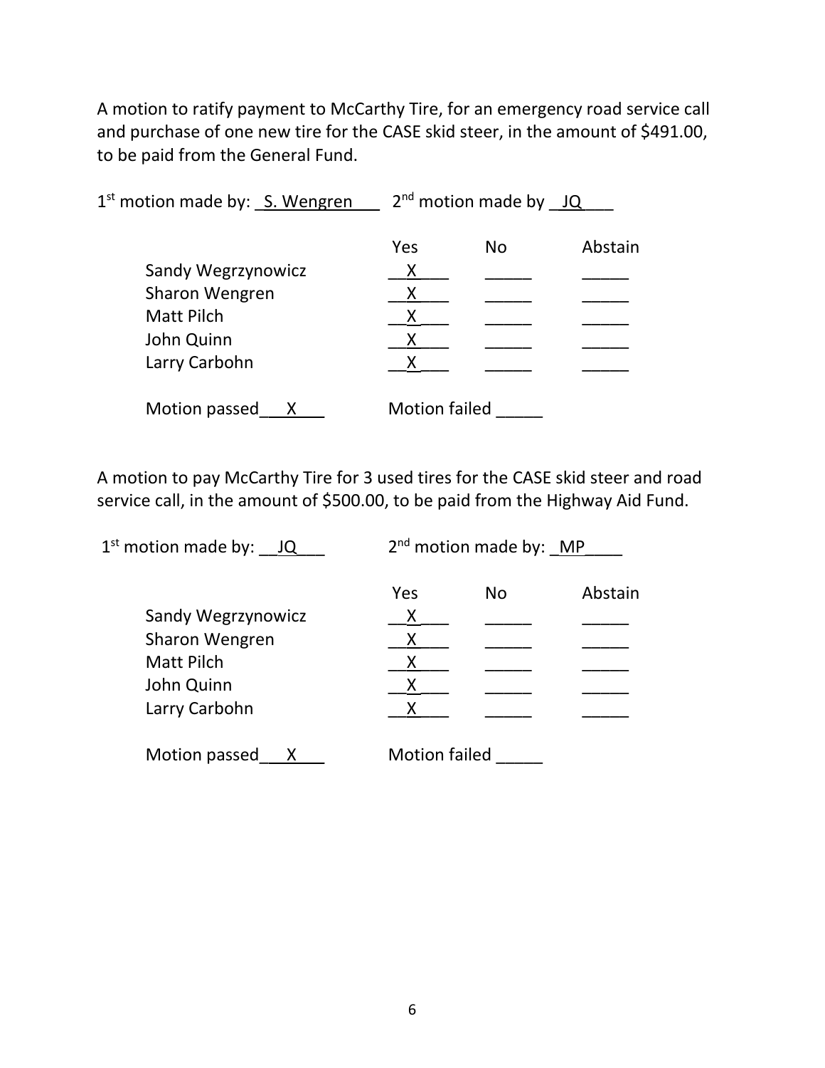A motion to ratify payment to McCarthy Tire, for an emergency road service call and purchase of one new tire for the CASE skid steer, in the amount of $491.00, to be paid from the General Fund.

1st motion made by: S. Wengren 2nd motion made by JQ

| | Yes | No | Abstain |
|---|---|---|---|
| Sandy Wegrzynowicz | X | | |
| Sharon Wengren | X | | |
| Matt Pilch | X | | |
| John Quinn | X | | |
| Larry Carbohn | X | | |

Motion passed X Motion failed ____

A motion to pay McCarthy Tire for 3 used tires for the CASE skid steer and road service call, in the amount of $500.00, to be paid from the Highway Aid Fund.

1st motion made by: JQ 2nd motion made by: MP

| | Yes | No | Abstain |
|---|---|---|---|
| Sandy Wegrzynowicz | X | | |
| Sharon Wengren | X | | |
| Matt Pilch | X | | |
| John Quinn | X | | |
| Larry Carbohn | X | | |

Motion passed X Motion failed ____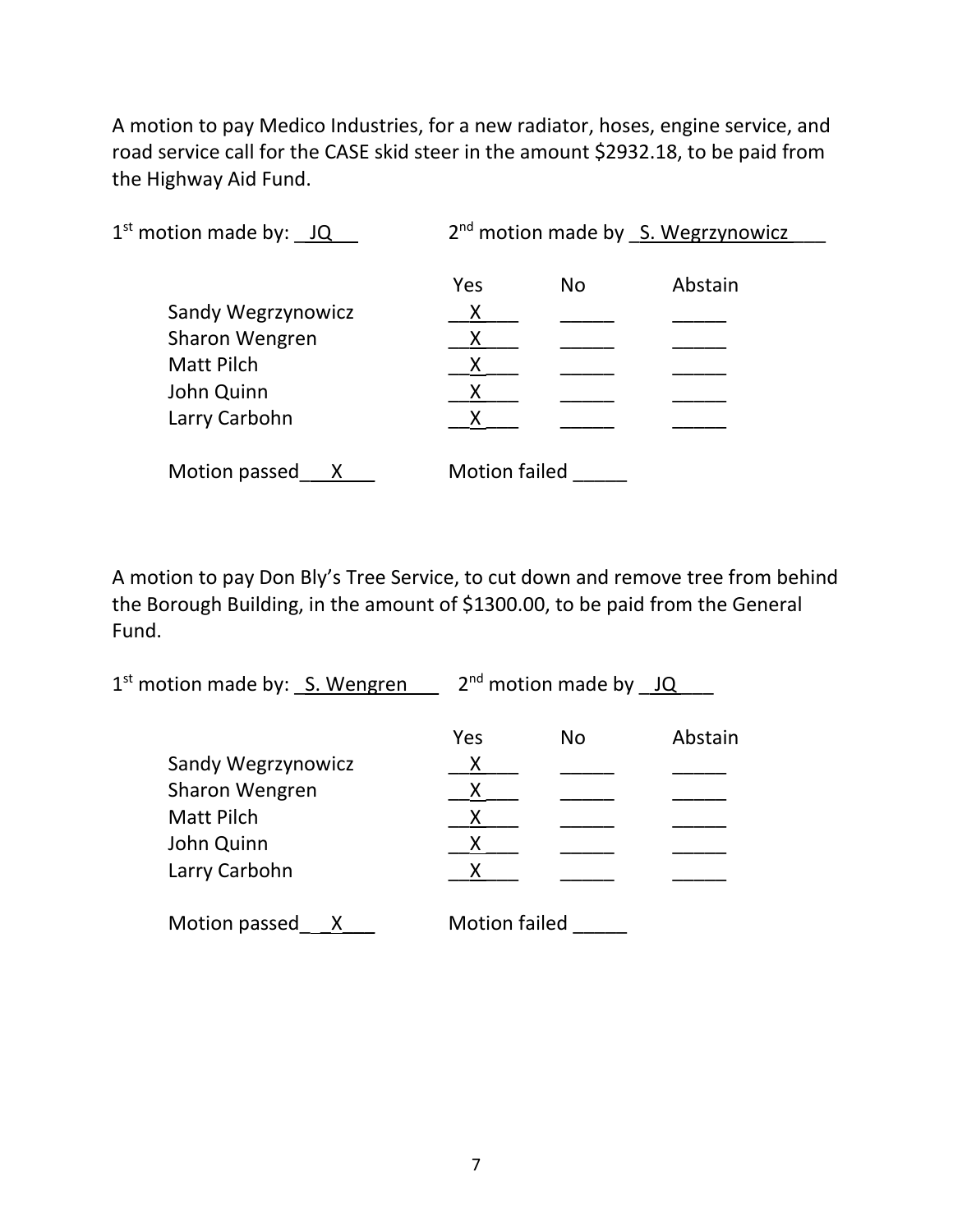A motion to pay Medico Industries, for a new radiator, hoses, engine service, and road service call for the CASE skid steer in the amount $2932.18, to be paid from the Highway Aid Fund.

1st motion made by: JQ    2nd motion made by S. Wegrzynowicz

| | Yes | No | Abstain |
|---|---|---|---|
| Sandy Wegrzynowicz | X | | |
| Sharon Wengren | X | | |
| Matt Pilch | X | | |
| John Quinn | X | | |
| Larry Carbohn | X | | |

Motion passed X    Motion failed ____

A motion to pay Don Bly's Tree Service, to cut down and remove tree from behind the Borough Building, in the amount of $1300.00, to be paid from the General Fund.

1st motion made by: S. Wengren    2nd motion made by JQ

| | Yes | No | Abstain |
|---|---|---|---|
| Sandy Wegrzynowicz | X | | |
| Sharon Wengren | X | | |
| Matt Pilch | X | | |
| John Quinn | X | | |
| Larry Carbohn | X | | |

Motion passed X    Motion failed ____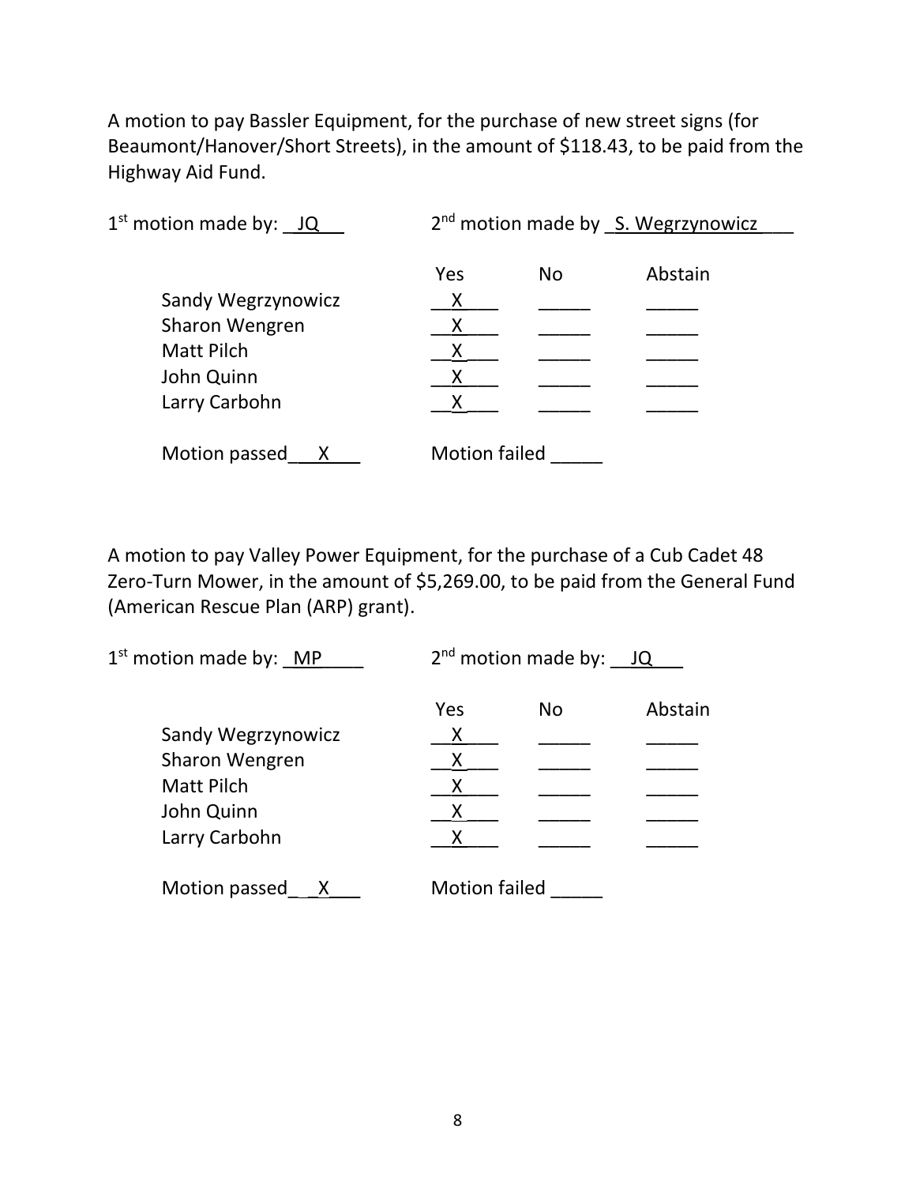A motion to pay Bassler Equipment, for the purchase of new street signs (for Beaumont/Hanover/Short Streets), in the amount of $118.43, to be paid from the Highway Aid Fund.

1st motion made by: JQ    2nd motion made by S. Wegrzynowicz

| | Yes | No | Abstain |
|---|---|---|---|
| Sandy Wegrzynowicz | X | | |
| Sharon Wengren | X | | |
| Matt Pilch | X | | |
| John Quinn | X | | |
| Larry Carbohn | X | | |

Motion passed X    Motion failed

A motion to pay Valley Power Equipment, for the purchase of a Cub Cadet 48 Zero-Turn Mower, in the amount of $5,269.00, to be paid from the General Fund (American Rescue Plan (ARP) grant).

1st motion made by: MP    2nd motion made by: JQ

| | Yes | No | Abstain |
|---|---|---|---|
| Sandy Wegrzynowicz | X | | |
| Sharon Wengren | X | | |
| Matt Pilch | X | | |
| John Quinn | X | | |
| Larry Carbohn | X | | |

Motion passed X    Motion failed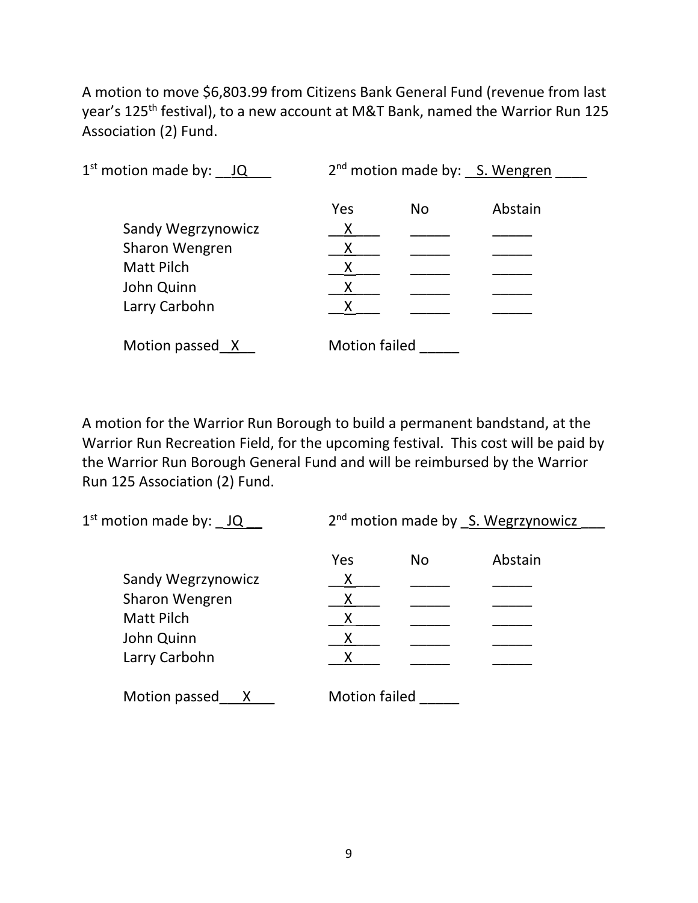A motion to move $6,803.99 from Citizens Bank General Fund (revenue from last year's 125th festival), to a new account at M&T Bank, named the Warrior Run 125 Association (2) Fund.

1st motion made by: JQ 2nd motion made by: S. Wengren

| | Yes | No | Abstain |
|---|---|---|---|
| Sandy Wegrzynowicz | X | | |
| Sharon Wengren | X | | |
| Matt Pilch | X | | |
| John Quinn | X | | |
| Larry Carbohn | X | | |

Motion passed X Motion failed _____

A motion for the Warrior Run Borough to build a permanent bandstand, at the Warrior Run Recreation Field, for the upcoming festival. This cost will be paid by the Warrior Run Borough General Fund and will be reimbursed by the Warrior Run 125 Association (2) Fund.

1st motion made by: JQ 2nd motion made by S. Wegrzynowicz

| | Yes | No | Abstain |
|---|---|---|---|
| Sandy Wegrzynowicz | X | | |
| Sharon Wengren | X | | |
| Matt Pilch | X | | |
| John Quinn | X | | |
| Larry Carbohn | X | | |

Motion passed X Motion failed _____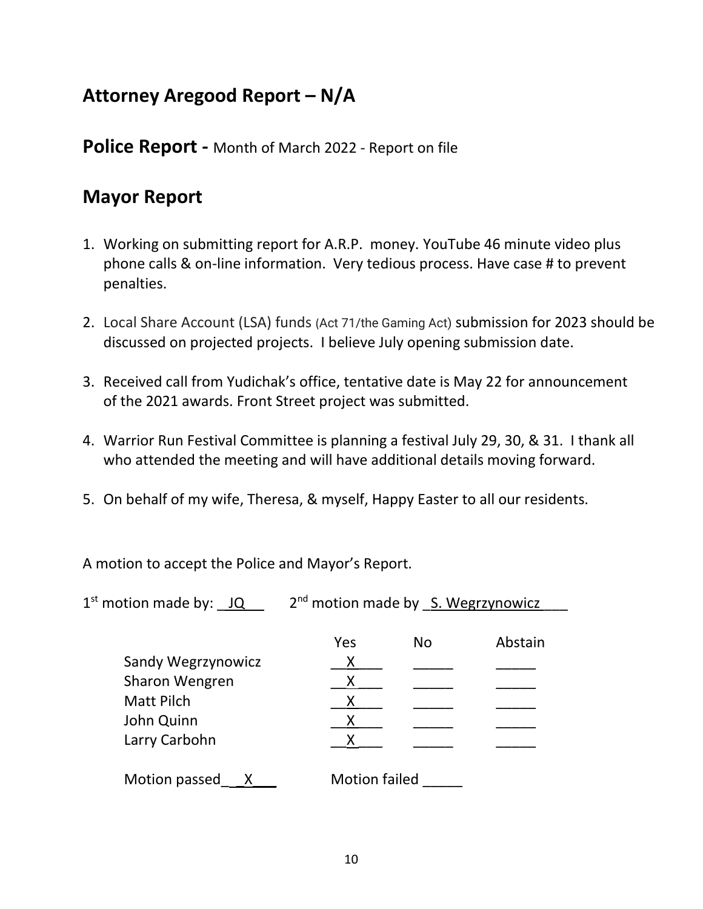## Attorney Aregood Report – N/A

## Police Report - Month of March 2022 - Report on file

## Mayor Report

1. Working on submitting report for A.R.P. money. YouTube 46 minute video plus phone calls & on-line information. Very tedious process. Have case # to prevent penalties.
2. Local Share Account (LSA) funds (Act 71/the Gaming Act) submission for 2023 should be discussed on projected projects. I believe July opening submission date.
3. Received call from Yudichak's office, tentative date is May 22 for announcement of the 2021 awards. Front Street project was submitted.
4. Warrior Run Festival Committee is planning a festival July 29, 30, & 31. I thank all who attended the meeting and will have additional details moving forward.
5. On behalf of my wife, Theresa, & myself, Happy Easter to all our residents.

A motion to accept the Police and Mayor's Report.

1st motion made by: JQ    2nd motion made by S. Wegrzynowicz

| | Yes | No | Abstain |
|---|---|---|---|
| Sandy Wegrzynowicz | X | | |
| Sharon Wengren | X | | |
| Matt Pilch | X | | |
| John Quinn | X | | |
| Larry Carbohn | X | | |

Motion passed X    Motion failed ____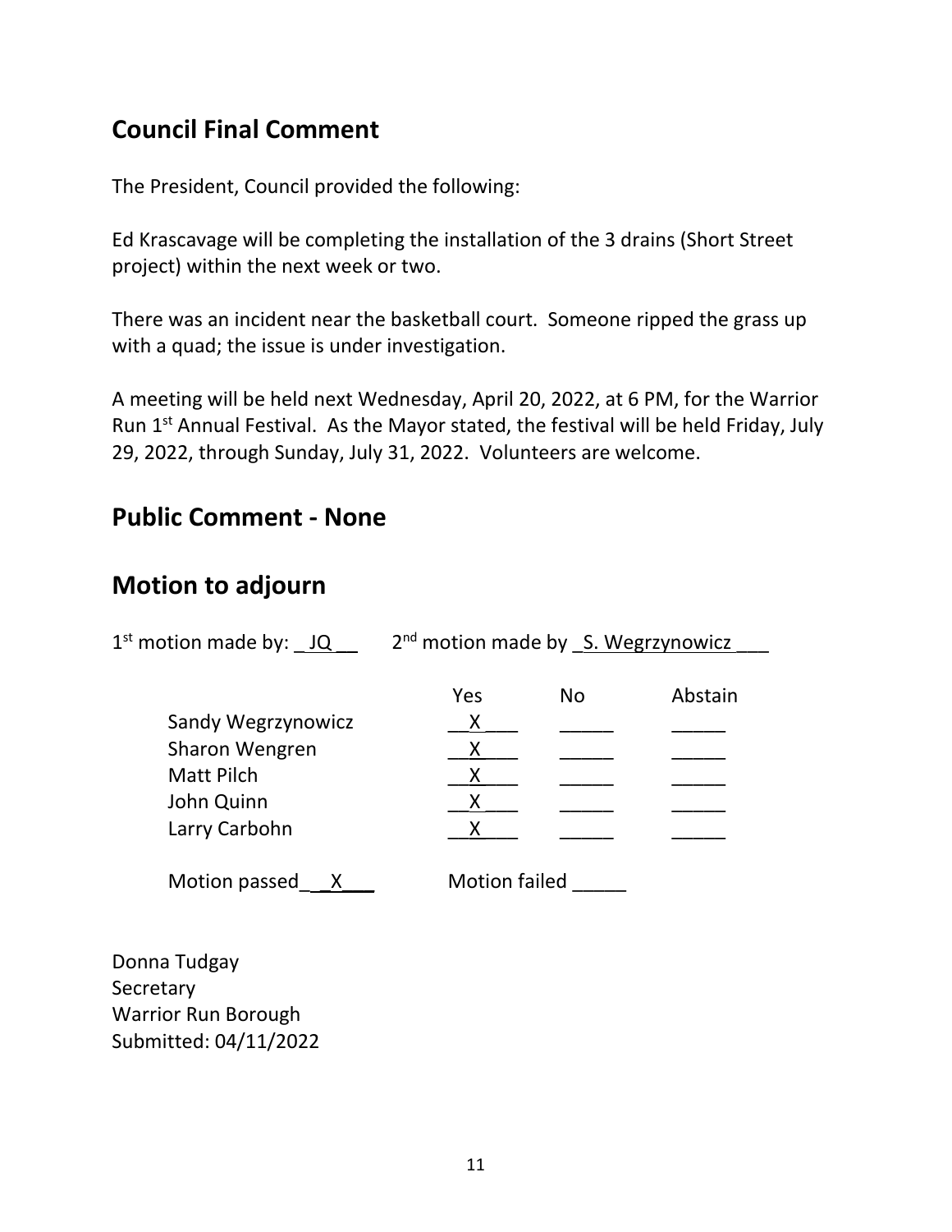## Council Final Comment

The President, Council provided the following:

Ed Krascavage will be completing the installation of the 3 drains (Short Street project) within the next week or two.

There was an incident near the basketball court. Someone ripped the grass up with a quad; the issue is under investigation.

A meeting will be held next Wednesday, April 20, 2022, at 6 PM, for the Warrior Run 1st Annual Festival. As the Mayor stated, the festival will be held Friday, July 29, 2022, through Sunday, July 31, 2022. Volunteers are welcome.

## Public Comment - None

## Motion to adjourn

1st motion made by: JQ     2nd motion made by S. Wegrzynowicz

| | Yes | No | Abstain |
|---|---|---|---|
| Sandy Wegrzynowicz | X | | |
| Sharon Wengren | X | | |
| Matt Pilch | X | | |
| John Quinn | X | | |
| Larry Carbohn | X | | |

Motion passed X     Motion failed ____

Donna Tudgay  
Secretary  
Warrior Run Borough  
Submitted: 04/11/2022